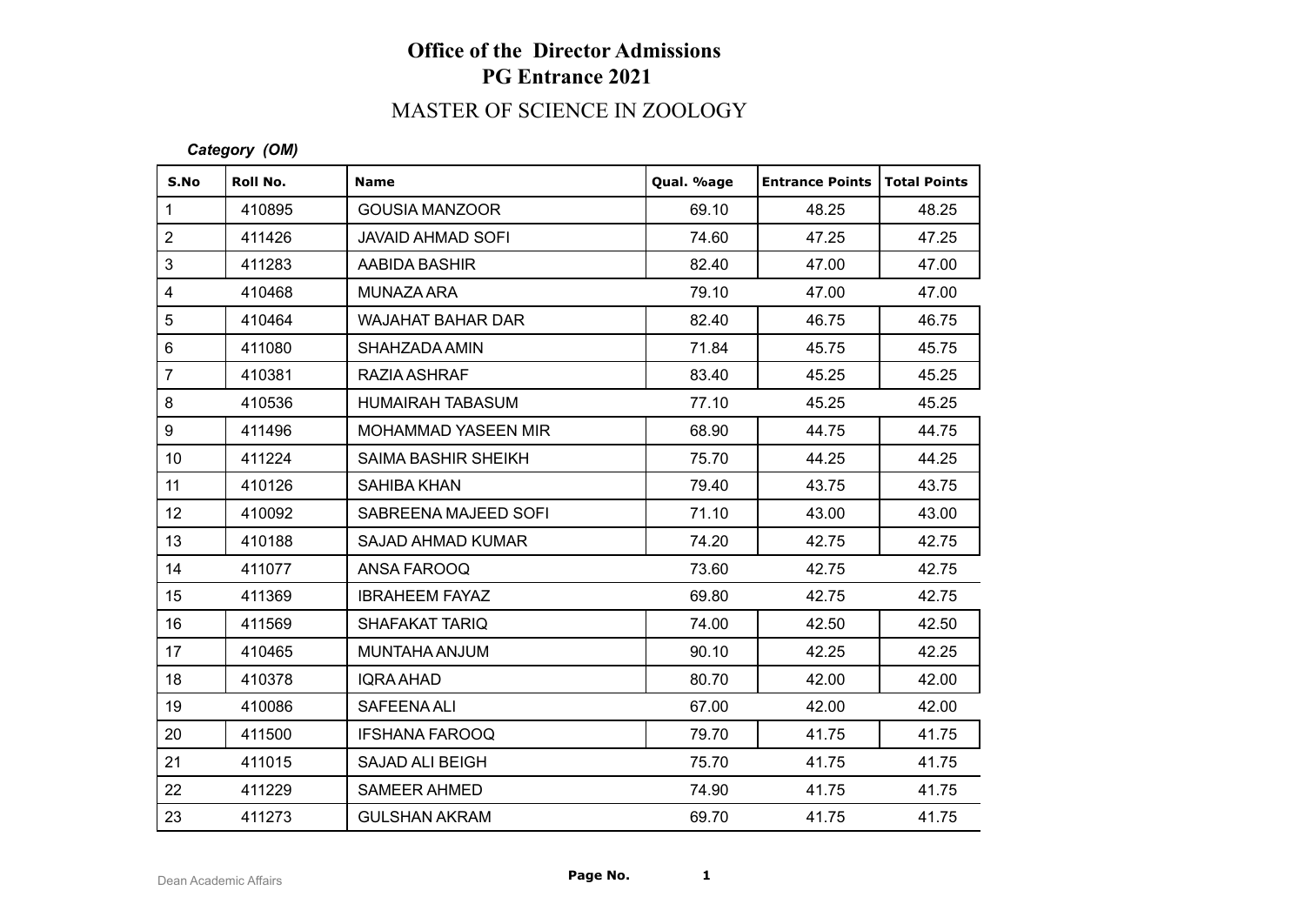# Office of the Director Admissions
## PG Entrance 2021
### MASTER OF SCIENCE IN ZOOLOGY

***Category (OM)***

| S.No | Roll No. | Name | Qual. %age | Entrance Points | Total Points |
|---|---|---|---|---|---|
| 1 | 410895 | GOUSIA MANZOOR | 69.10 | 48.25 | 48.25 |
| 2 | 411426 | JAVAID AHMAD SOFI | 74.60 | 47.25 | 47.25 |
| 3 | 411283 | AABIDA BASHIR | 82.40 | 47.00 | 47.00 |
| 4 | 410468 | MUNAZA ARA | 79.10 | 47.00 | 47.00 |
| 5 | 410464 | WAJAHAT BAHAR DAR | 82.40 | 46.75 | 46.75 |
| 6 | 411080 | SHAHZADA AMIN | 71.84 | 45.75 | 45.75 |
| 7 | 410381 | RAZIA ASHRAF | 83.40 | 45.25 | 45.25 |
| 8 | 410536 | HUMAIRAH TABASUM | 77.10 | 45.25 | 45.25 |
| 9 | 411496 | MOHAMMAD YASEEN MIR | 68.90 | 44.75 | 44.75 |
| 10 | 411224 | SAIMA BASHIR SHEIKH | 75.70 | 44.25 | 44.25 |
| 11 | 410126 | SAHIBA KHAN | 79.40 | 43.75 | 43.75 |
| 12 | 410092 | SABREENA MAJEED SOFI | 71.10 | 43.00 | 43.00 |
| 13 | 410188 | SAJAD AHMAD KUMAR | 74.20 | 42.75 | 42.75 |
| 14 | 411077 | ANSA FAROOQ | 73.60 | 42.75 | 42.75 |
| 15 | 411369 | IBRAHEEM FAYAZ | 69.80 | 42.75 | 42.75 |
| 16 | 411569 | SHAFAKAT TARIQ | 74.00 | 42.50 | 42.50 |
| 17 | 410465 | MUNTAHA ANJUM | 90.10 | 42.25 | 42.25 |
| 18 | 410378 | IQRA AHAD | 80.70 | 42.00 | 42.00 |
| 19 | 410086 | SAFEENA ALI | 67.00 | 42.00 | 42.00 |
| 20 | 411500 | IFSHANA FAROOQ | 79.70 | 41.75 | 41.75 |
| 21 | 411015 | SAJAD ALI BEIGH | 75.70 | 41.75 | 41.75 |
| 22 | 411229 | SAMEER AHMED | 74.90 | 41.75 | 41.75 |
| 23 | 411273 | GULSHAN AKRAM | 69.70 | 41.75 | 41.75 |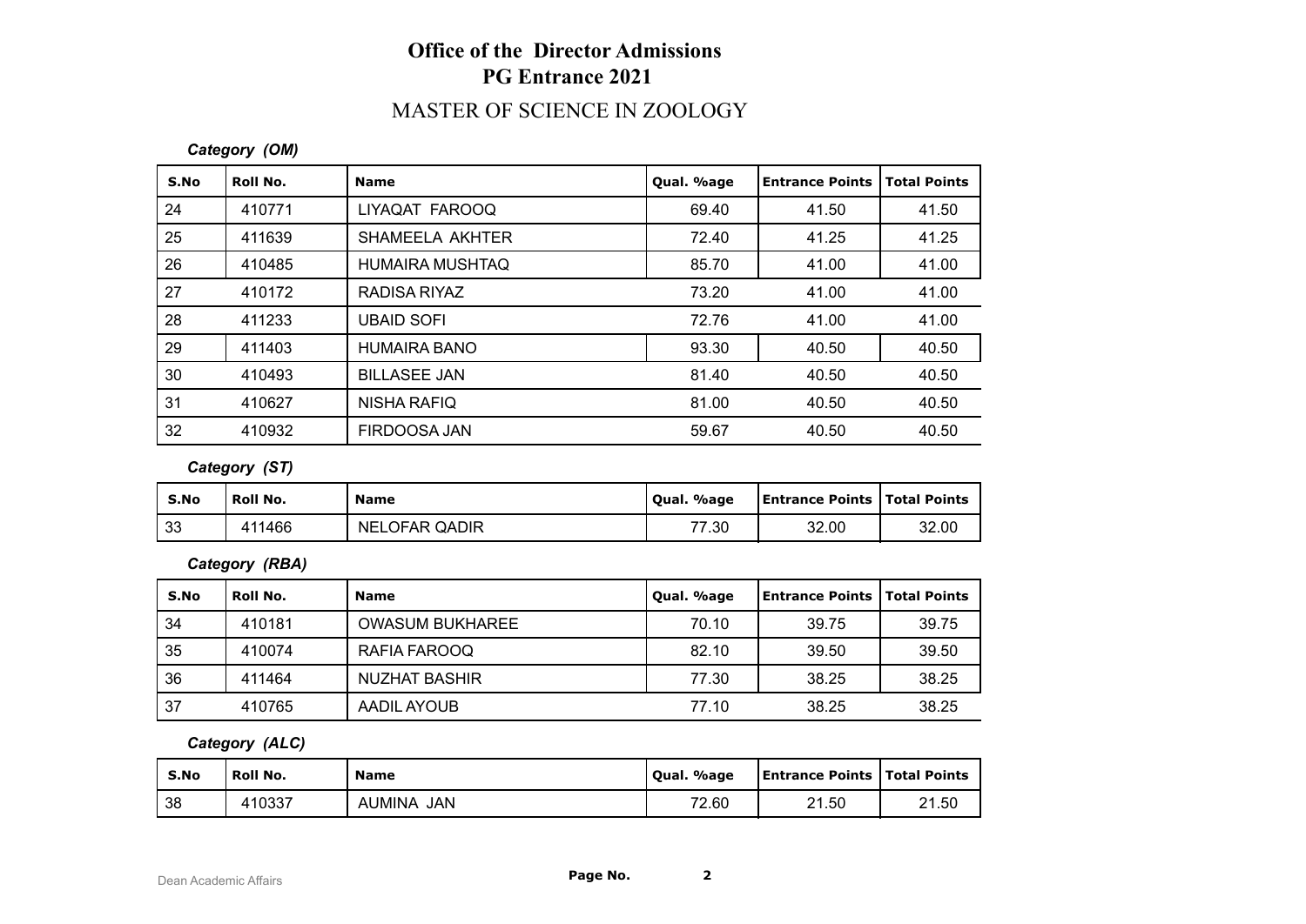# Office of the Director Admissions
# PG Entrance 2021

## MASTER OF SCIENCE IN ZOOLOGY

***Category (OM)***

| S.No | Roll No. | Name | Qual. %age | Entrance Points | Total Points |
|---|---|---|---|---|---|
| 24 | 410771 | LIYAQAT FAROOQ | 69.40 | 41.50 | 41.50 |
| 25 | 411639 | SHAMEELA AKHTER | 72.40 | 41.25 | 41.25 |
| 26 | 410485 | HUMAIRA MUSHTAQ | 85.70 | 41.00 | 41.00 |
| 27 | 410172 | RADISA RIYAZ | 73.20 | 41.00 | 41.00 |
| 28 | 411233 | UBAID SOFI | 72.76 | 41.00 | 41.00 |
| 29 | 411403 | HUMAIRA BANO | 93.30 | 40.50 | 40.50 |
| 30 | 410493 | BILLASEE JAN | 81.40 | 40.50 | 40.50 |
| 31 | 410627 | NISHA RAFIQ | 81.00 | 40.50 | 40.50 |
| 32 | 410932 | FIRDOOSA JAN | 59.67 | 40.50 | 40.50 |

***Category (ST)***

| S.No | Roll No. | Name | Qual. %age | Entrance Points | Total Points |
|---|---|---|---|---|---|
| 33 | 411466 | NELOFAR QADIR | 77.30 | 32.00 | 32.00 |

***Category (RBA)***

| S.No | Roll No. | Name | Qual. %age | Entrance Points | Total Points |
|---|---|---|---|---|---|
| 34 | 410181 | OWASUM BUKHAREE | 70.10 | 39.75 | 39.75 |
| 35 | 410074 | RAFIA FAROOQ | 82.10 | 39.50 | 39.50 |
| 36 | 411464 | NUZHAT BASHIR | 77.30 | 38.25 | 38.25 |
| 37 | 410765 | AADIL AYOUB | 77.10 | 38.25 | 38.25 |

***Category (ALC)***

| S.No | Roll No. | Name | Qual. %age | Entrance Points | Total Points |
|---|---|---|---|---|---|
| 38 | 410337 | AUMINA JAN | 72.60 | 21.50 | 21.50 |

Dean Academic Affairs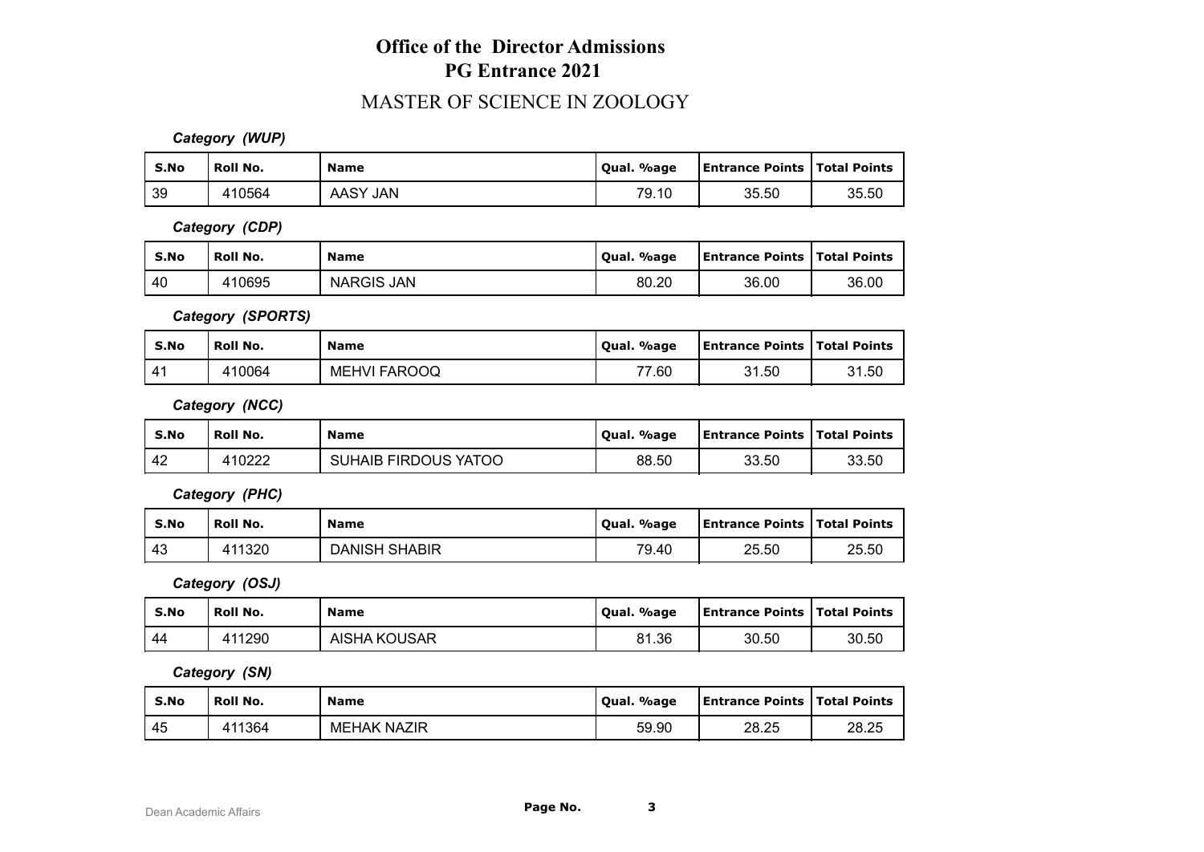# Office of the Director Admissions
# PG Entrance 2021

## MASTER OF SCIENCE IN ZOOLOGY

***Category (WUP)***

| S.No | Roll No. | Name | Qual. %age | Entrance Points | Total Points |
|---|---|---|---|---|---|
| 39 | 410564 | AASY JAN | 79.10 | 35.50 | 35.50 |

***Category (CDP)***

| S.No | Roll No. | Name | Qual. %age | Entrance Points | Total Points |
|---|---|---|---|---|---|
| 40 | 410695 | NARGIS JAN | 80.20 | 36.00 | 36.00 |

***Category (SPORTS)***

| S.No | Roll No. | Name | Qual. %age | Entrance Points | Total Points |
|---|---|---|---|---|---|
| 41 | 410064 | MEHVI FAROOQ | 77.60 | 31.50 | 31.50 |

***Category (NCC)***

| S.No | Roll No. | Name | Qual. %age | Entrance Points | Total Points |
|---|---|---|---|---|---|
| 42 | 410222 | SUHAIB FIRDOUS YATOO | 88.50 | 33.50 | 33.50 |

***Category (PHC)***

| S.No | Roll No. | Name | Qual. %age | Entrance Points | Total Points |
|---|---|---|---|---|---|
| 43 | 411320 | DANISH SHABIR | 79.40 | 25.50 | 25.50 |

***Category (OSJ)***

| S.No | Roll No. | Name | Qual. %age | Entrance Points | Total Points |
|---|---|---|---|---|---|
| 44 | 411290 | AISHA KOUSAR | 81.36 | 30.50 | 30.50 |

***Category (SN)***

| S.No | Roll No. | Name | Qual. %age | Entrance Points | Total Points |
|---|---|---|---|---|---|
| 45 | 411364 | MEHAK NAZIR | 59.90 | 28.25 | 28.25 |

Dean Academic Affairs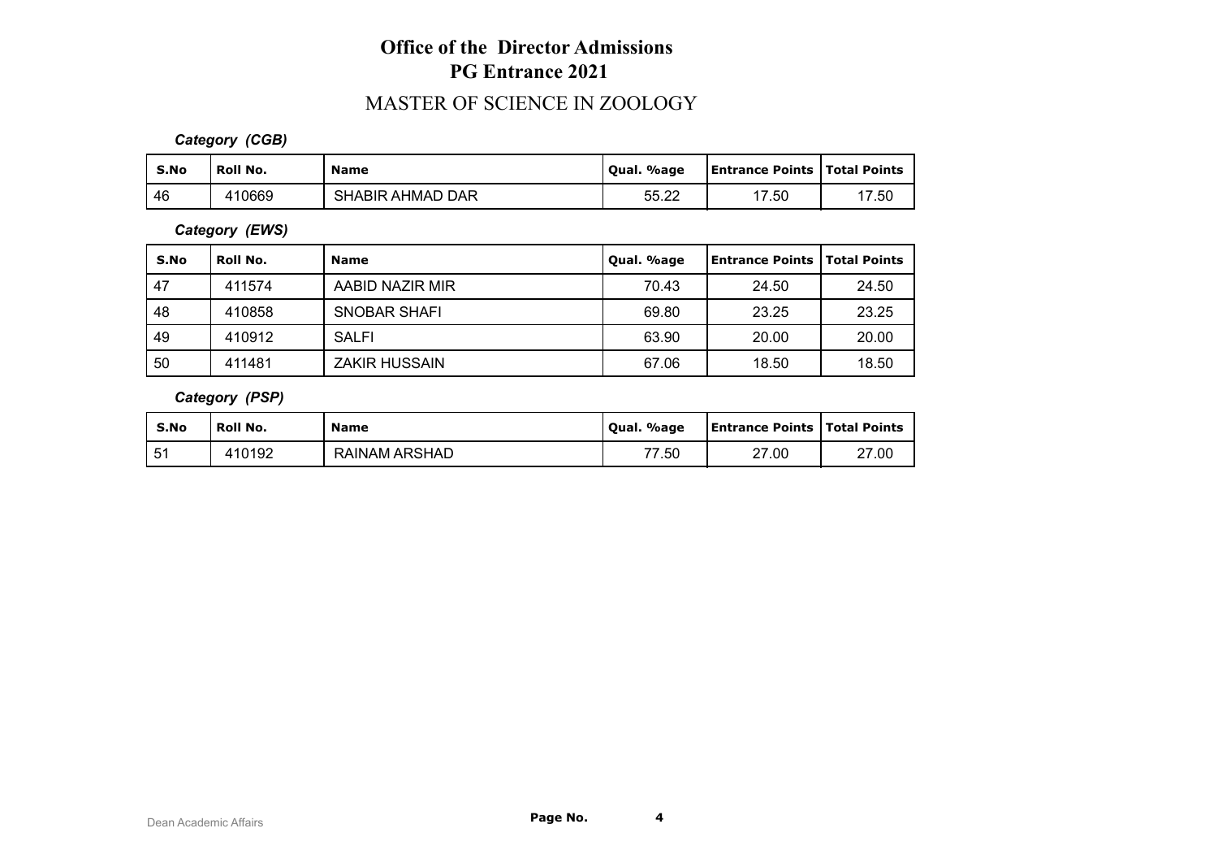# Office of the Director Admissions
# PG Entrance 2021

## MASTER OF SCIENCE IN ZOOLOGY

***Category (CGB)***

| S.No | Roll No. | Name | Qual. %age | Entrance Points | Total Points |
|---|---|---|---|---|---|
| 46 | 410669 | SHABIR AHMAD DAR | 55.22 | 17.50 | 17.50 |

***Category (EWS)***

| S.No | Roll No. | Name | Qual. %age | Entrance Points | Total Points |
|---|---|---|---|---|---|
| 47 | 411574 | AABID NAZIR MIR | 70.43 | 24.50 | 24.50 |
| 48 | 410858 | SNOBAR SHAFI | 69.80 | 23.25 | 23.25 |
| 49 | 410912 | SALFI | 63.90 | 20.00 | 20.00 |
| 50 | 411481 | ZAKIR HUSSAIN | 67.06 | 18.50 | 18.50 |

***Category (PSP)***

| S.No | Roll No. | Name | Qual. %age | Entrance Points | Total Points |
|---|---|---|---|---|---|
| 51 | 410192 | RAINAM ARSHAD | 77.50 | 27.00 | 27.00 |

Dean Academic Affairs